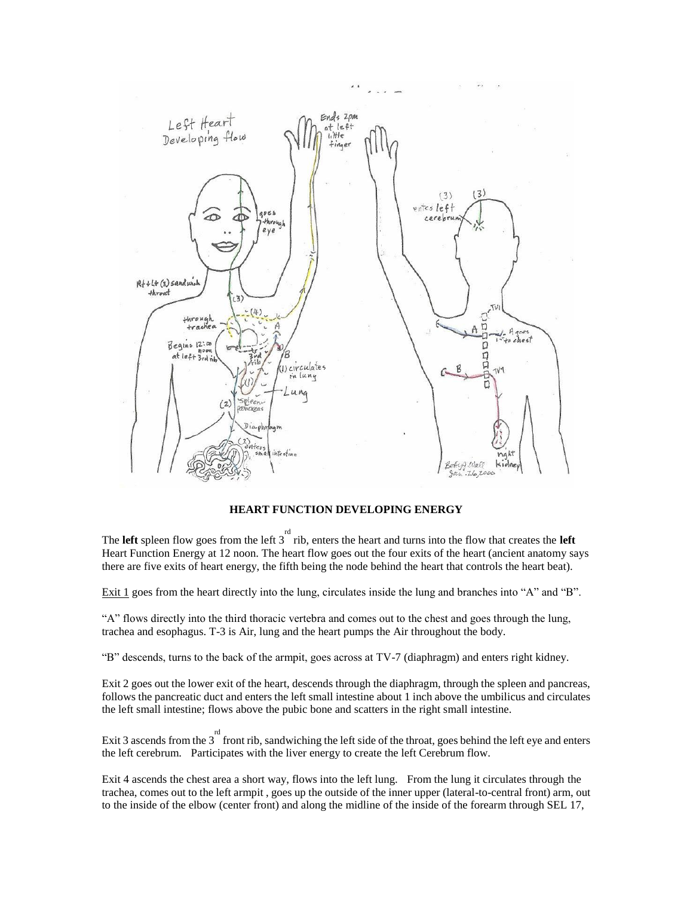## HEART FUNCTION DEVELOPING ENERGY

The **left** spleen flow goes from the left 3rd rib, enters the heart and turns into the flow that creates the **left** Heart Function Energy at 12 noon. The heart flow goes out the four exits of the heart (ancient anatomy says there are five exits of heart energy, the fifth being the node behind the heart that controls the heart beat).

Exit 1 goes from the heart directly into the lung, circulates inside the lung and branches into “A” and “B”.

“A” flows directly into the third thoracic vertebra and comes out to the chest and goes through the lung, trachea and esophagus. T-3 is Air, lung and the heart pumps the Air throughout the body.

“B” descends, turns to the back of the armpit, goes across at TV-7 (diaphragm) and enters right kidney.

Exit 2 goes out the lower exit of the heart, descends through the diaphragm, through the spleen and pancreas, follows the pancreatic duct and enters the left small intestine about 1 inch above the umbilicus and circulates the left small intestine; flows above the pubic bone and scatters in the right small intestine.

Exit 3 ascends from the 3rd front rib, sandwiching the left side of the throat, goes behind the left eye and enters the left cerebrum. Participates with the liver energy to create the left Cerebrum flow.

Exit 4 ascends the chest area a short way, flows into the left lung. From the lung it circulates through the trachea, comes out to the left armpit , goes up the outside of the inner upper (lateral-to-central front) arm, out to the inside of the elbow (center front) and along the midline of the inside of the forearm through SEL 17,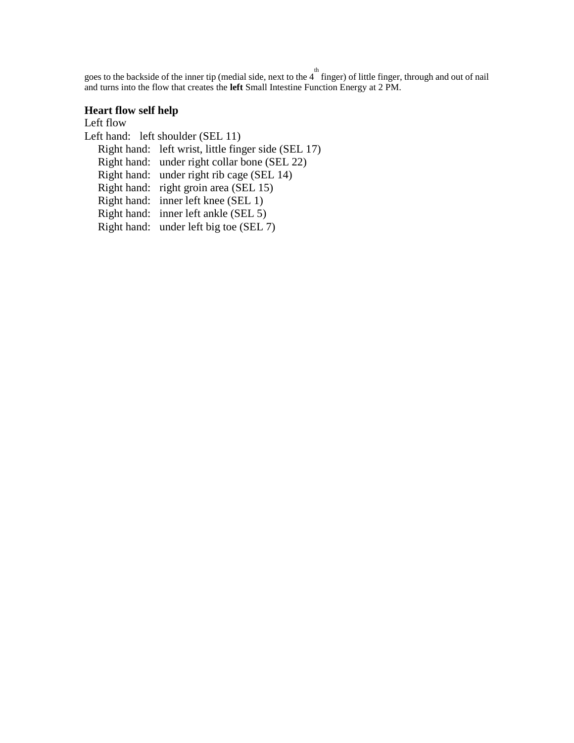goes to the backside of the inner tip (medial side, next to the 4th finger) of little finger, through and out of nail and turns into the flow that creates the **left** Small Intestine Function Energy at 2 PM.

### Heart flow self help

Left flow

Left hand: left shoulder (SEL 11)

- Right hand: left wrist, little finger side (SEL 17)
- Right hand: under right collar bone (SEL 22)
- Right hand: under right rib cage (SEL 14)
- Right hand: right groin area (SEL 15)
- Right hand: inner left knee (SEL 1)
- Right hand: inner left ankle (SEL 5)
- Right hand: under left big toe (SEL 7)